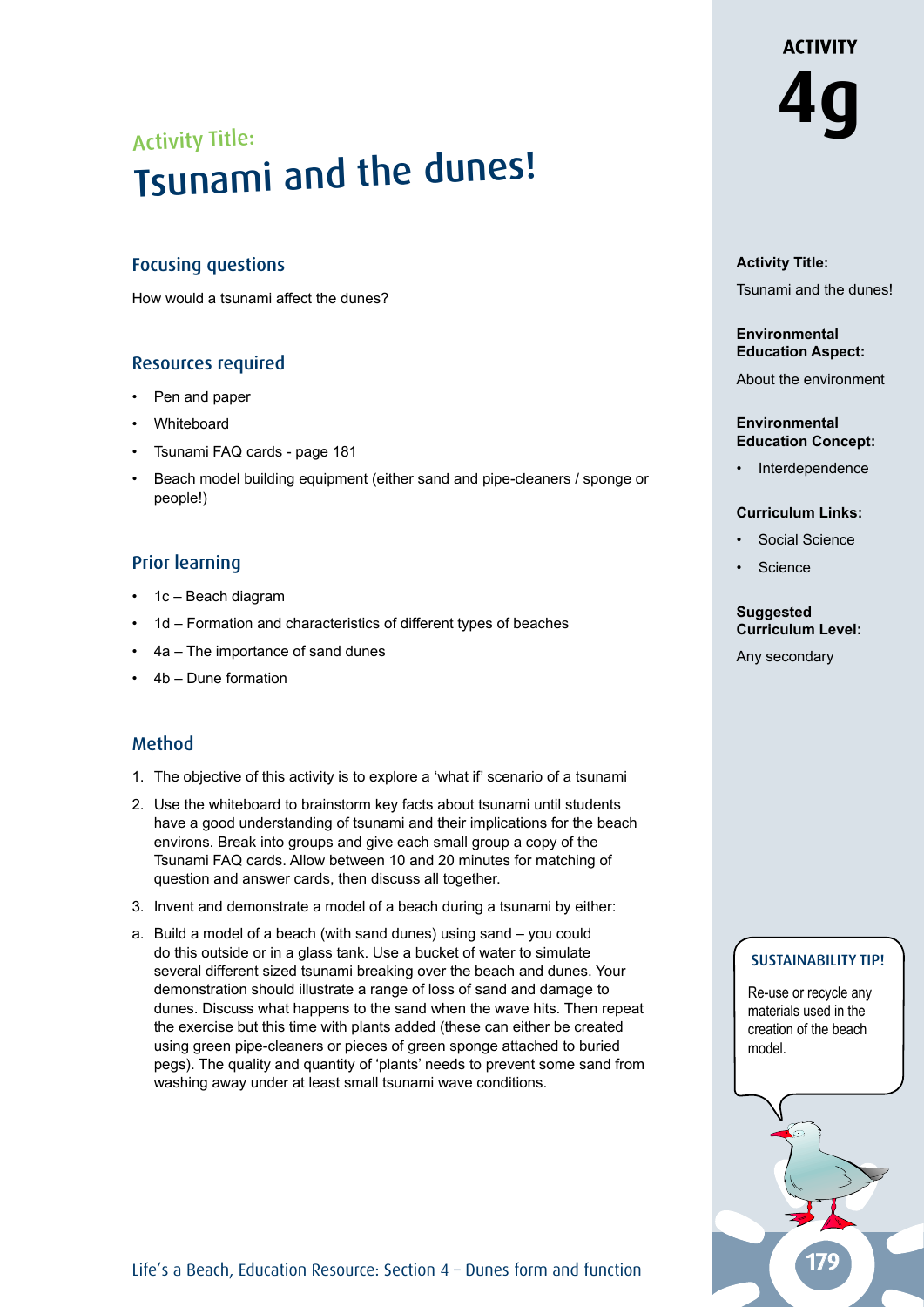# ACTIVITY 4g

## Activity Title:

# Tsunami and the dunes!

### Focusing questions

How would a tsunami affect the dunes?

### Resources required

- Pen and paper
- Whiteboard
- Tsunami FAQ cards - page 181
- Beach model building equipment (either sand and pipe-cleaners / sponge or people!)

### Prior learning

- 1c – Beach diagram
- 1d – Formation and characteristics of different types of beaches
- 4a – The importance of sand dunes
- 4b – Dune formation

### Method

1. The objective of this activity is to explore a 'what if' scenario of a tsunami
2. Use the whiteboard to brainstorm key facts about tsunami until students have a good understanding of tsunami and their implications for the beach environs. Break into groups and give each small group a copy of the Tsunami FAQ cards. Allow between 10 and 20 minutes for matching of question and answer cards, then discuss all together.
3. Invent and demonstrate a model of a beach during a tsunami by either:

a. Build a model of a beach (with sand dunes) using sand – you could do this outside or in a glass tank. Use a bucket of water to simulate several different sized tsunami breaking over the beach and dunes. Your demonstration should illustrate a range of loss of sand and damage to dunes. Discuss what happens to the sand when the wave hits. Then repeat the exercise but this time with plants added (these can either be created using green pipe-cleaners or pieces of green sponge attached to buried pegs). The quality and quantity of 'plants' needs to prevent some sand from washing away under at least small tsunami wave conditions.

**Activity Title:**

Tsunami and the dunes!

**Environmental Education Aspect:**

About the environment

**Environmental Education Concept:**

- Interdependence

**Curriculum Links:**

- Social Science
- Science

**Suggested Curriculum Level:**

Any secondary

**SUSTAINABILITY TIP!**

Re-use or recycle any materials used in the creation of the beach model.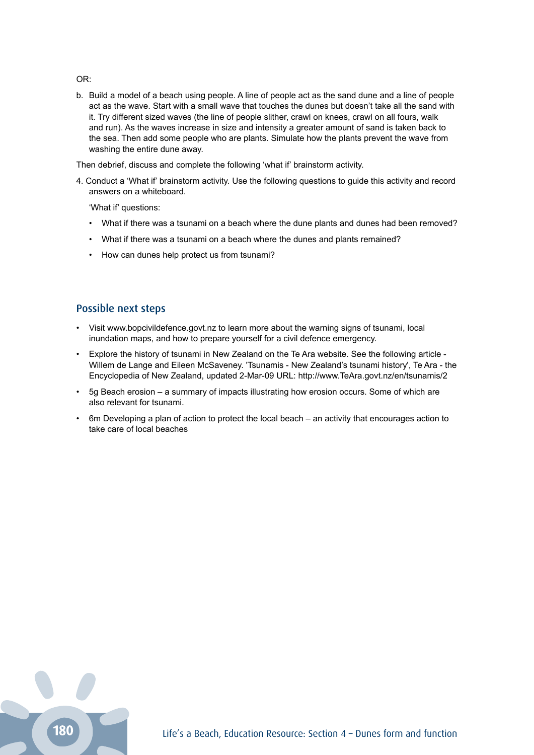OR:

b. Build a model of a beach using people. A line of people act as the sand dune and a line of people act as the wave. Start with a small wave that touches the dunes but doesn't take all the sand with it. Try different sized waves (the line of people slither, crawl on knees, crawl on all fours, walk and run). As the waves increase in size and intensity a greater amount of sand is taken back to the sea. Then add some people who are plants. Simulate how the plants prevent the wave from washing the entire dune away.

Then debrief, discuss and complete the following 'what if' brainstorm activity.

4. Conduct a 'What if' brainstorm activity. Use the following questions to guide this activity and record answers on a whiteboard.

   'What if' questions:

   - What if there was a tsunami on a beach where the dune plants and dunes had been removed?
   - What if there was a tsunami on a beach where the dunes and plants remained?
   - How can dunes help protect us from tsunami?

## Possible next steps

- Visit www.bopcivildefence.govt.nz to learn more about the warning signs of tsunami, local inundation maps, and how to prepare yourself for a civil defence emergency.
- Explore the history of tsunami in New Zealand on the Te Ara website. See the following article - Willem de Lange and Eileen McSaveney. 'Tsunamis - New Zealand's tsunami history', Te Ara - the Encyclopedia of New Zealand, updated 2-Mar-09 URL: http://www.TeAra.govt.nz/en/tsunamis/2
- 5g Beach erosion – a summary of impacts illustrating how erosion occurs. Some of which are also relevant for tsunami.
- 6m Developing a plan of action to protect the local beach – an activity that encourages action to take care of local beaches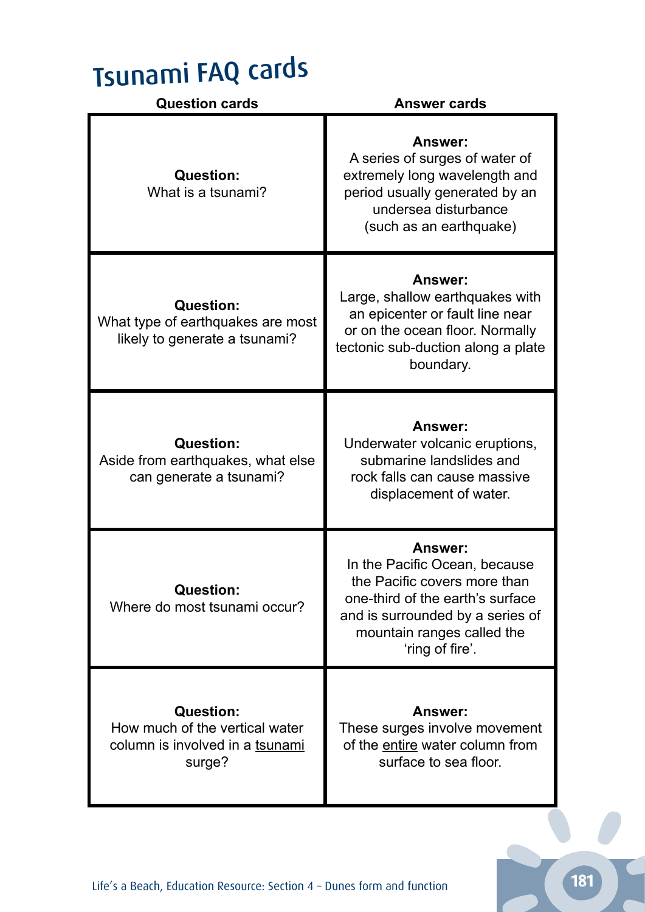# Tsunami FAQ cards

| Question cards | Answer cards |
|---|---|
| **Question:** What is a tsunami? | **Answer:** A series of surges of water of extremely long wavelength and period usually generated by an undersea disturbance (such as an earthquake) |
| **Question:** What type of earthquakes are most likely to generate a tsunami? | **Answer:** Large, shallow earthquakes with an epicenter or fault line near or on the ocean floor. Normally tectonic sub-duction along a plate boundary. |
| **Question:** Aside from earthquakes, what else can generate a tsunami? | **Answer:** Underwater volcanic eruptions, submarine landslides and rock falls can cause massive displacement of water. |
| **Question:** Where do most tsunami occur? | **Answer:** In the Pacific Ocean, because the Pacific covers more than one-third of the earth's surface and is surrounded by a series of mountain ranges called the 'ring of fire'. |
| **Question:** How much of the vertical water column is involved in a <u>tsunami</u> surge? | **Answer:** These surges involve movement of the <u>entire</u> water column from surface to sea floor. |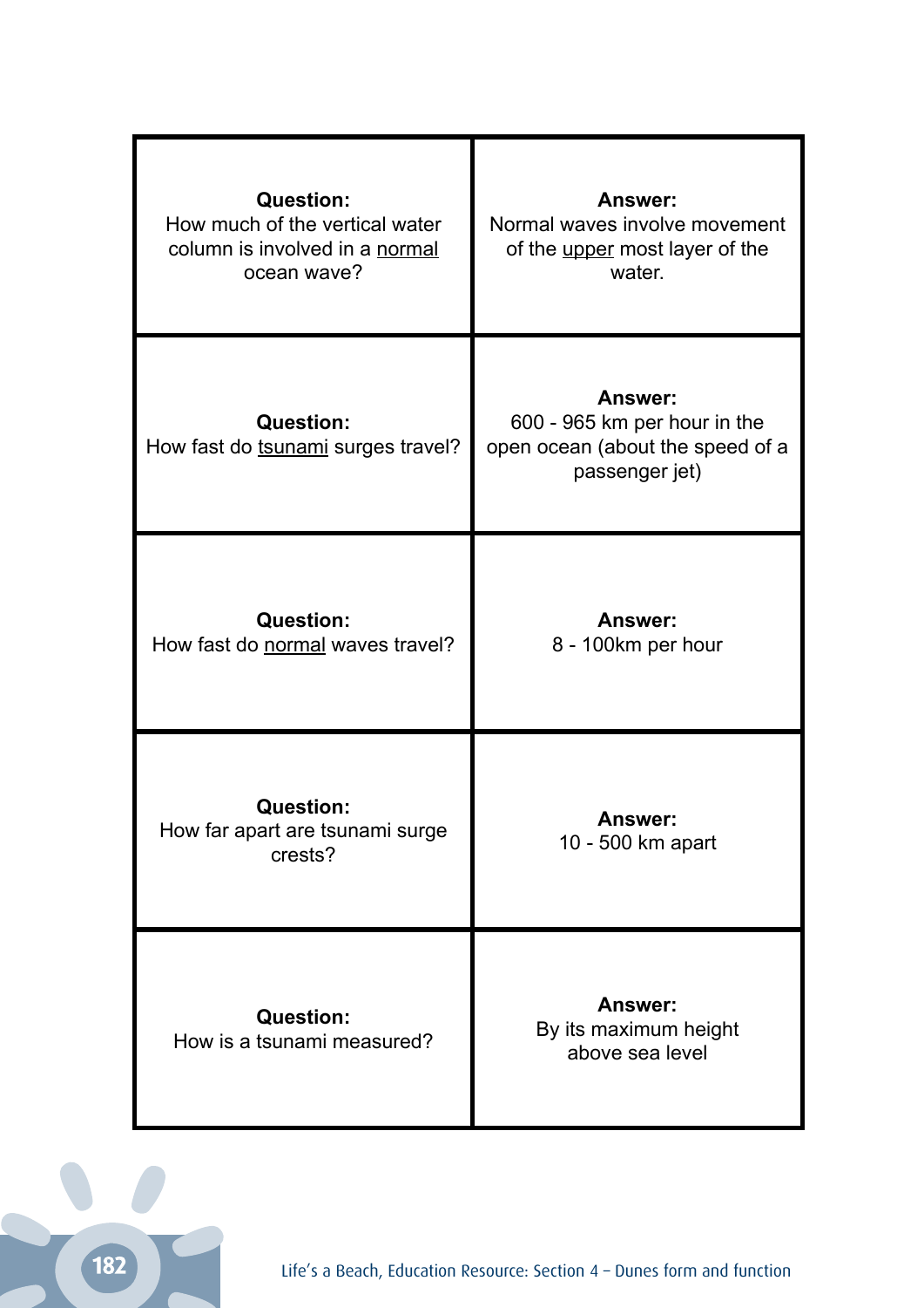| Question | Answer |
|---|---|
| **Question:** How much of the vertical water column is involved in a normal ocean wave? | **Answer:** Normal waves involve movement of the upper most layer of the water. |
| **Question:** How fast do tsunami surges travel? | **Answer:** 600 - 965 km per hour in the open ocean (about the speed of a passenger jet) |
| **Question:** How fast do normal waves travel? | **Answer:** 8 - 100km per hour |
| **Question:** How far apart are tsunami surge crests? | **Answer:** 10 - 500 km apart |
| **Question:** How is a tsunami measured? | **Answer:** By its maximum height above sea level |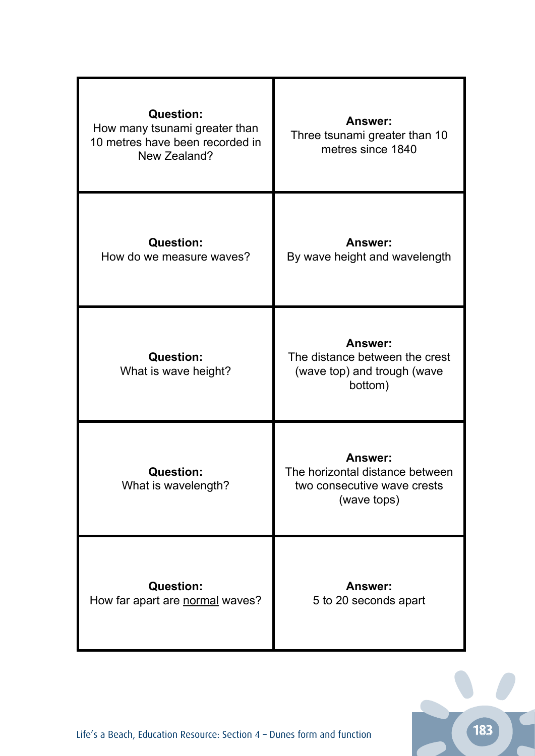| Question | Answer |
|---|---|
| **Question:** How many tsunami greater than 10 metres have been recorded in New Zealand? | **Answer:** Three tsunami greater than 10 metres since 1840 |
| **Question:** How do we measure waves? | **Answer:** By wave height and wavelength |
| **Question:** What is wave height? | **Answer:** The distance between the crest (wave top) and trough (wave bottom) |
| **Question:** What is wavelength? | **Answer:** The horizontal distance between two consecutive wave crests (wave tops) |
| **Question:** How far apart are <u>normal</u> waves? | **Answer:** 5 to 20 seconds apart |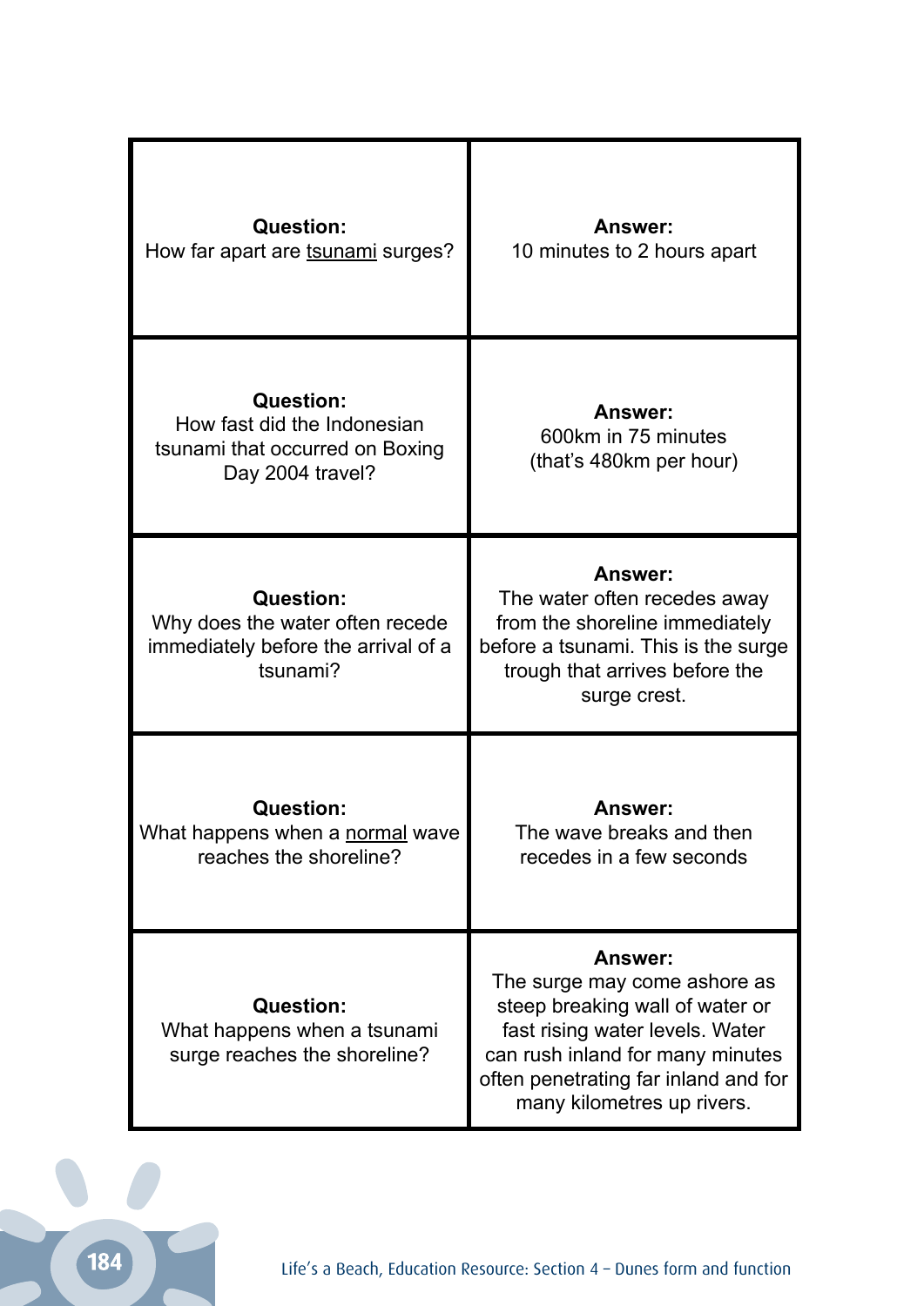| | |
|---|---|
| **Question:** How far apart are tsunami surges? | **Answer:** 10 minutes to 2 hours apart |
| **Question:** How fast did the Indonesian tsunami that occurred on Boxing Day 2004 travel? | **Answer:** 600km in 75 minutes (that's 480km per hour) |
| **Question:** Why does the water often recede immediately before the arrival of a tsunami? | **Answer:** The water often recedes away from the shoreline immediately before a tsunami. This is the surge trough that arrives before the surge crest. |
| **Question:** What happens when a normal wave reaches the shoreline? | **Answer:** The wave breaks and then recedes in a few seconds |
| **Question:** What happens when a tsunami surge reaches the shoreline? | **Answer:** The surge may come ashore as steep breaking wall of water or fast rising water levels. Water can rush inland for many minutes often penetrating far inland and for many kilometres up rivers. |